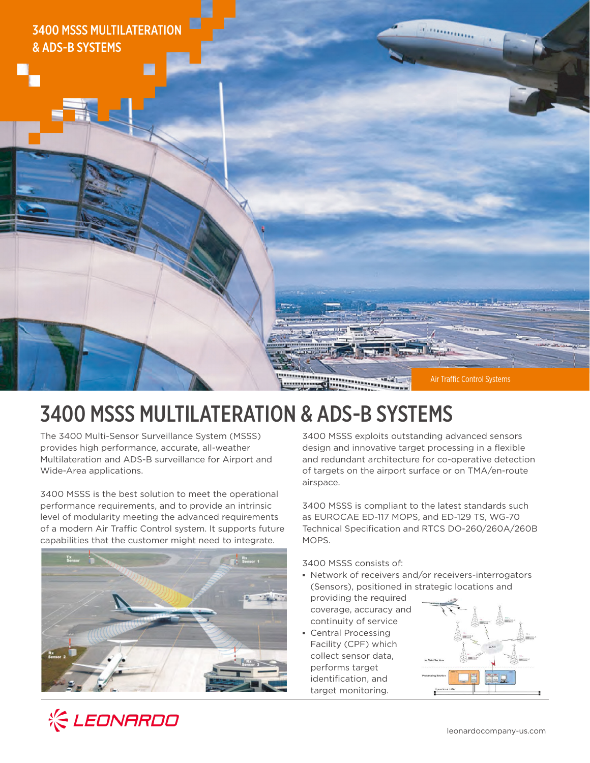3400 MSSS MULTILATERATION & ADS-B SYSTEMS

Air Traffic Control Systems

# 3400 MSSS MULTILATERATION & ADS-B SYSTEMS

The 3400 Multi-Sensor Surveillance System (MSSS) provides high performance, accurate, all-weather Multilateration and ADS-B surveillance for Airport and Wide-Area applications.

3400 MSSS is the best solution to meet the operational performance requirements, and to provide an intrinsic level of modularity meeting the advanced requirements of a modern Air Traffic Control system. It supports future capabilities that the customer might need to integrate.

3400 MSSS exploits outstanding advanced sensors design and innovative target processing in a flexible and redundant architecture for co-operative detection of targets on the airport surface or on TMA/en-route airspace.

3400 MSSS is compliant to the latest standards such as EUROCAE ED-117 MOPS, and ED-129 TS, WG-70 Technical Specification and RTCS DO-260/260A/260B MOPS.

3400 MSSS consists of:

- Network of receivers and/or receivers-interrogators (Sensors), positioned in strategic locations and providing the required coverage, accuracy and continuity of service
- Central Processing Facility (CPF) which collect sensor data, performs target identification, and target monitoring.

LEONARDO

leonardocompany-us.com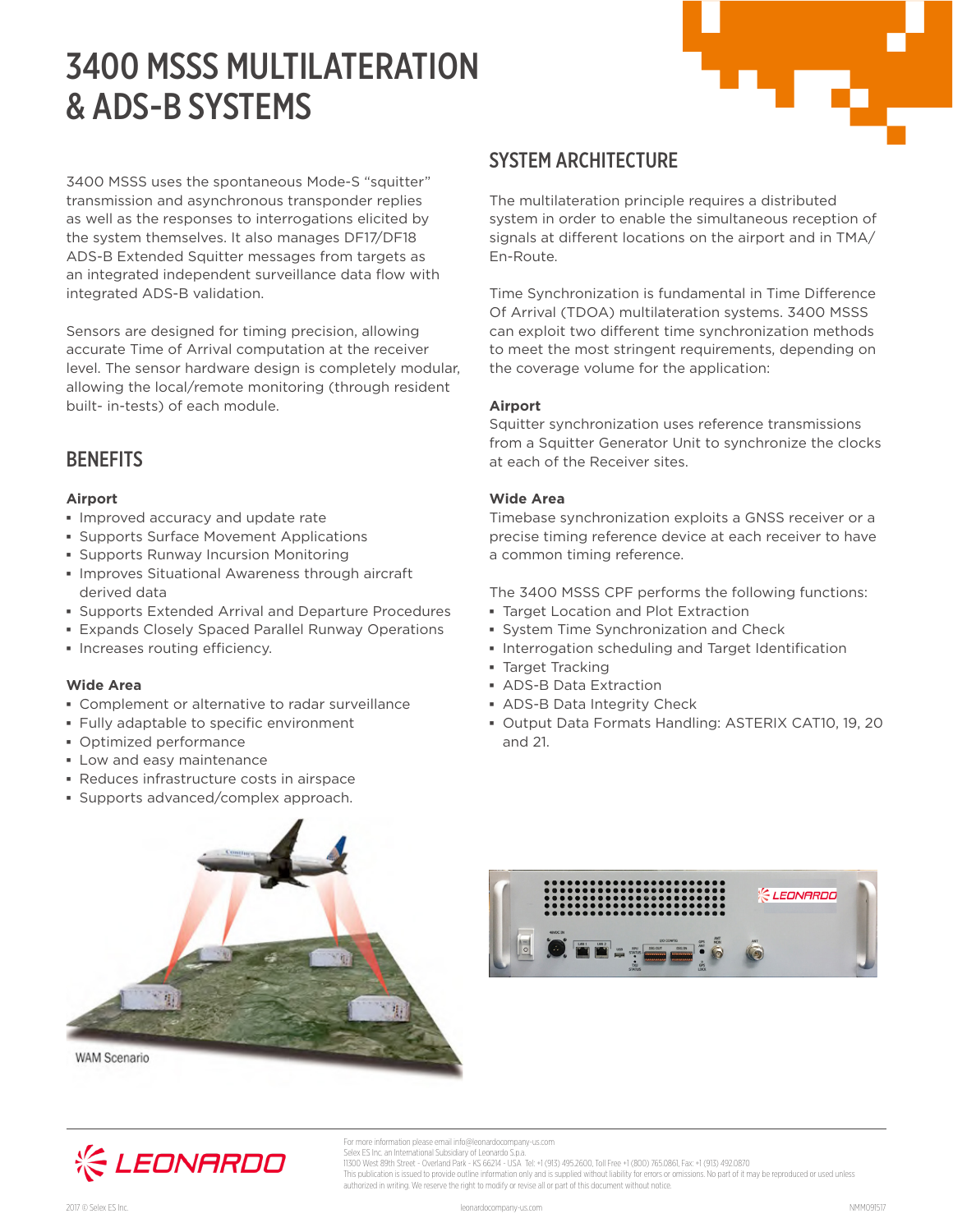# 3400 MSSS MULTILATERATION & ADS-B SYSTEMS

3400 MSSS uses the spontaneous Mode-S "squitter" transmission and asynchronous transponder replies as well as the responses to interrogations elicited by the system themselves. It also manages DF17/DF18 ADS-B Extended Squitter messages from targets as an integrated independent surveillance data flow with integrated ADS-B validation.

Sensors are designed for timing precision, allowing accurate Time of Arrival computation at the receiver level. The sensor hardware design is completely modular, allowing the local/remote monitoring (through resident built- in-tests) of each module.

## BENEFITS

**Airport**

- Improved accuracy and update rate
- Supports Surface Movement Applications
- Supports Runway Incursion Monitoring
- Improves Situational Awareness through aircraft derived data
- Supports Extended Arrival and Departure Procedures
- Expands Closely Spaced Parallel Runway Operations
- Increases routing efficiency.

**Wide Area**

- Complement or alternative to radar surveillance
- Fully adaptable to specific environment
- Optimized performance
- Low and easy maintenance
- Reduces infrastructure costs in airspace
- Supports advanced/complex approach.

## SYSTEM ARCHITECTURE

The multilateration principle requires a distributed system in order to enable the simultaneous reception of signals at different locations on the airport and in TMA/ En-Route.

Time Synchronization is fundamental in Time Difference Of Arrival (TDOA) multilateration systems. 3400 MSSS can exploit two different time synchronization methods to meet the most stringent requirements, depending on the coverage volume for the application:

**Airport**
Squitter synchronization uses reference transmissions from a Squitter Generator Unit to synchronize the clocks at each of the Receiver sites.

**Wide Area**
Timebase synchronization exploits a GNSS receiver or a precise timing reference device at each receiver to have a common timing reference.

The 3400 MSSS CPF performs the following functions:

- Target Location and Plot Extraction
- System Time Synchronization and Check
- Interrogation scheduling and Target Identification
- Target Tracking
- ADS-B Data Extraction
- ADS-B Data Integrity Check
- Output Data Formats Handling: ASTERIX CAT10, 19, 20 and 21.

WAM Scenario

For more information please email info@leonardocompany-us.com
Selex ES Inc. an International Subsidiary of Leonardo S.p.a.
11300 West 89th Street - Overland Park - KS 66214 - USA Tel: +1 (913) 495.2600, Toll Free +1 (800) 765.0861, Fax: +1 (913) 492.0870
This publication is issued to provide outline information only and is supplied without liability for errors or omissions. No part of it may be reproduced or used unless authorized in writing. We reserve the right to modify or revise all or part of this document without notice.

2017 © Selex ES Inc. leonardocompany-us.com NMM091517